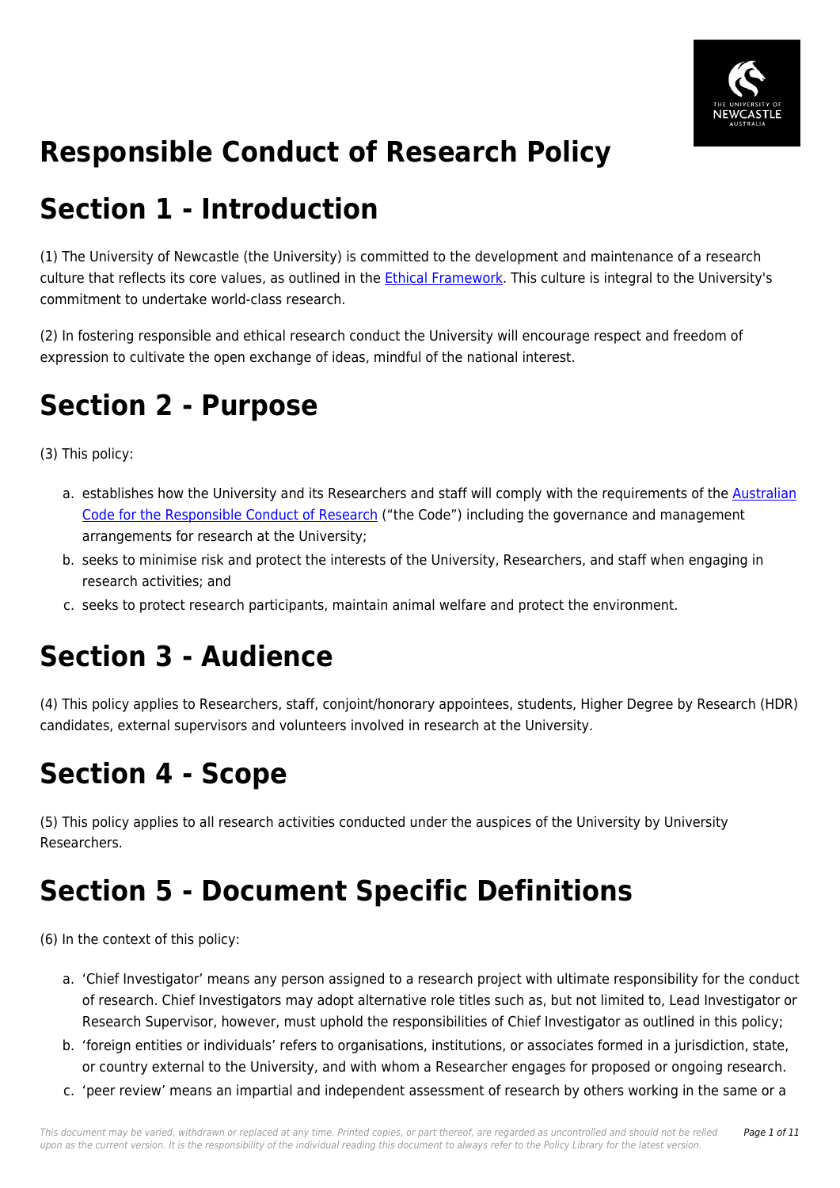# Responsible Conduct of Research Policy

## Section 1 - Introduction

(1) The University of Newcastle (the University) is committed to the development and maintenance of a research culture that reflects its core values, as outlined in the Ethical Framework. This culture is integral to the University's commitment to undertake world-class research.

(2) In fostering responsible and ethical research conduct the University will encourage respect and freedom of expression to cultivate the open exchange of ideas, mindful of the national interest.

## Section 2 - Purpose

(3) This policy:

a. establishes how the University and its Researchers and staff will comply with the requirements of the Australian Code for the Responsible Conduct of Research ("the Code") including the governance and management arrangements for research at the University;
b. seeks to minimise risk and protect the interests of the University, Researchers, and staff when engaging in research activities; and
c. seeks to protect research participants, maintain animal welfare and protect the environment.

## Section 3 - Audience

(4) This policy applies to Researchers, staff, conjoint/honorary appointees, students, Higher Degree by Research (HDR) candidates, external supervisors and volunteers involved in research at the University.

## Section 4 - Scope

(5) This policy applies to all research activities conducted under the auspices of the University by University Researchers.

## Section 5 - Document Specific Definitions

(6) In the context of this policy:

a. 'Chief Investigator' means any person assigned to a research project with ultimate responsibility for the conduct of research. Chief Investigators may adopt alternative role titles such as, but not limited to, Lead Investigator or Research Supervisor, however, must uphold the responsibilities of Chief Investigator as outlined in this policy;
b. 'foreign entities or individuals' refers to organisations, institutions, or associates formed in a jurisdiction, state, or country external to the University, and with whom a Researcher engages for proposed or ongoing research.
c. 'peer review' means an impartial and independent assessment of research by others working in the same or a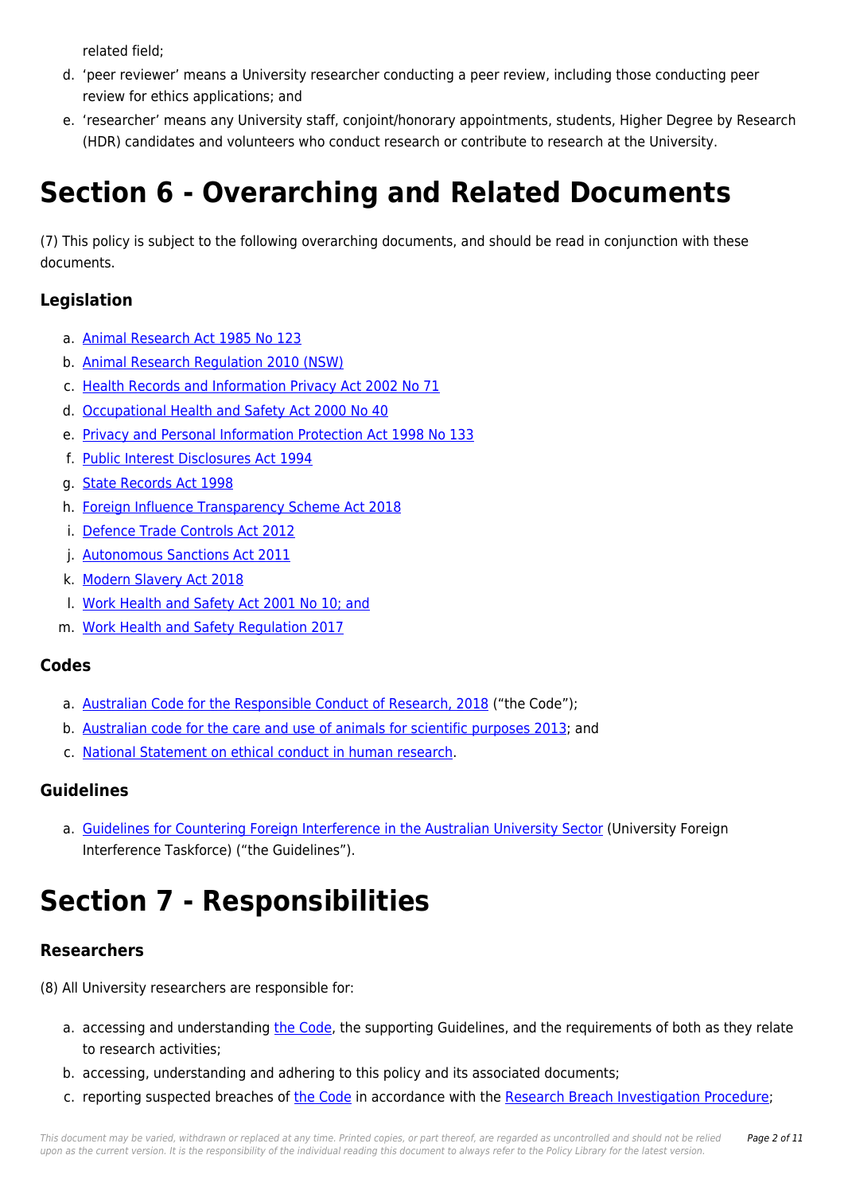related field;

d. 'peer reviewer' means a University researcher conducting a peer review, including those conducting peer review for ethics applications; and
e. 'researcher' means any University staff, conjoint/honorary appointments, students, Higher Degree by Research (HDR) candidates and volunteers who conduct research or contribute to research at the University.

# Section 6 - Overarching and Related Documents

(7) This policy is subject to the following overarching documents, and should be read in conjunction with these documents.

### Legislation

a. Animal Research Act 1985 No 123
b. Animal Research Regulation 2010 (NSW)
c. Health Records and Information Privacy Act 2002 No 71
d. Occupational Health and Safety Act 2000 No 40
e. Privacy and Personal Information Protection Act 1998 No 133
f. Public Interest Disclosures Act 1994
g. State Records Act 1998
h. Foreign Influence Transparency Scheme Act 2018
i. Defence Trade Controls Act 2012
j. Autonomous Sanctions Act 2011
k. Modern Slavery Act 2018
l. Work Health and Safety Act 2001 No 10; and
m. Work Health and Safety Regulation 2017

### Codes

a. Australian Code for the Responsible Conduct of Research, 2018 ("the Code");
b. Australian code for the care and use of animals for scientific purposes 2013; and
c. National Statement on ethical conduct in human research.

### Guidelines

a. Guidelines for Countering Foreign Interference in the Australian University Sector (University Foreign Interference Taskforce) ("the Guidelines").

# Section 7 - Responsibilities

### Researchers

(8) All University researchers are responsible for:

a. accessing and understanding the Code, the supporting Guidelines, and the requirements of both as they relate to research activities;
b. accessing, understanding and adhering to this policy and its associated documents;
c. reporting suspected breaches of the Code in accordance with the Research Breach Investigation Procedure;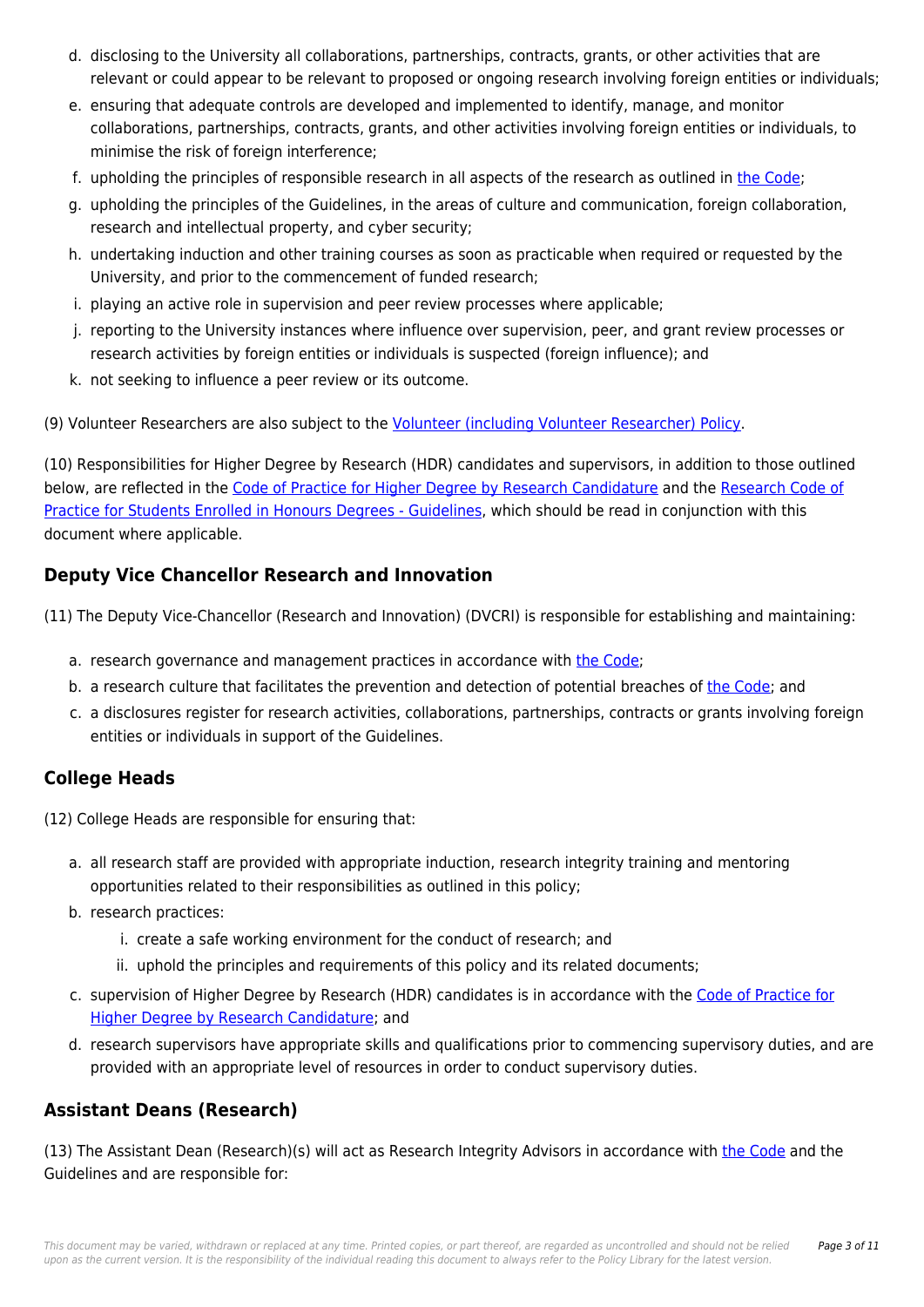d. disclosing to the University all collaborations, partnerships, contracts, grants, or other activities that are relevant or could appear to be relevant to proposed or ongoing research involving foreign entities or individuals;
e. ensuring that adequate controls are developed and implemented to identify, manage, and monitor collaborations, partnerships, contracts, grants, and other activities involving foreign entities or individuals, to minimise the risk of foreign interference;
f. upholding the principles of responsible research in all aspects of the research as outlined in the Code;
g. upholding the principles of the Guidelines, in the areas of culture and communication, foreign collaboration, research and intellectual property, and cyber security;
h. undertaking induction and other training courses as soon as practicable when required or requested by the University, and prior to the commencement of funded research;
i. playing an active role in supervision and peer review processes where applicable;
j. reporting to the University instances where influence over supervision, peer, and grant review processes or research activities by foreign entities or individuals is suspected (foreign influence); and
k. not seeking to influence a peer review or its outcome.

(9) Volunteer Researchers are also subject to the Volunteer (including Volunteer Researcher) Policy.

(10) Responsibilities for Higher Degree by Research (HDR) candidates and supervisors, in addition to those outlined below, are reflected in the Code of Practice for Higher Degree by Research Candidature and the Research Code of Practice for Students Enrolled in Honours Degrees - Guidelines, which should be read in conjunction with this document where applicable.

## Deputy Vice Chancellor Research and Innovation

(11) The Deputy Vice-Chancellor (Research and Innovation) (DVCRI) is responsible for establishing and maintaining:

a. research governance and management practices in accordance with the Code;
b. a research culture that facilitates the prevention and detection of potential breaches of the Code; and
c. a disclosures register for research activities, collaborations, partnerships, contracts or grants involving foreign entities or individuals in support of the Guidelines.

## College Heads

(12) College Heads are responsible for ensuring that:

a. all research staff are provided with appropriate induction, research integrity training and mentoring opportunities related to their responsibilities as outlined in this policy;
b. research practices:
   i. create a safe working environment for the conduct of research; and
   ii. uphold the principles and requirements of this policy and its related documents;
c. supervision of Higher Degree by Research (HDR) candidates is in accordance with the Code of Practice for Higher Degree by Research Candidature; and
d. research supervisors have appropriate skills and qualifications prior to commencing supervisory duties, and are provided with an appropriate level of resources in order to conduct supervisory duties.

## Assistant Deans (Research)

(13) The Assistant Dean (Research)(s) will act as Research Integrity Advisors in accordance with the Code and the Guidelines and are responsible for: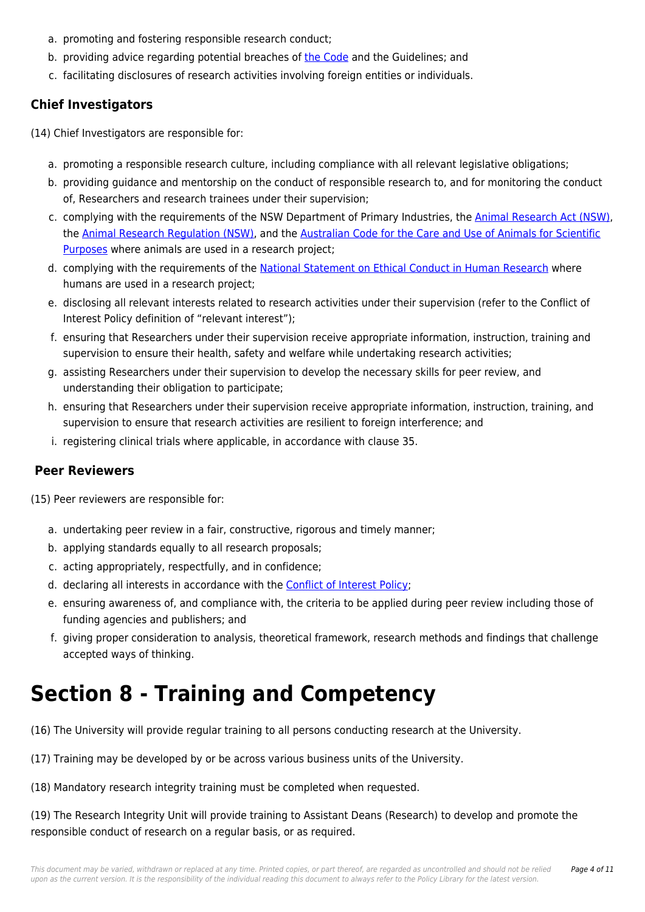a. promoting and fostering responsible research conduct;
b. providing advice regarding potential breaches of the Code and the Guidelines; and
c. facilitating disclosures of research activities involving foreign entities or individuals.

### Chief Investigators

(14) Chief Investigators are responsible for:

a. promoting a responsible research culture, including compliance with all relevant legislative obligations;
b. providing guidance and mentorship on the conduct of responsible research to, and for monitoring the conduct of, Researchers and research trainees under their supervision;
c. complying with the requirements of the NSW Department of Primary Industries, the Animal Research Act (NSW), the Animal Research Regulation (NSW), and the Australian Code for the Care and Use of Animals for Scientific Purposes where animals are used in a research project;
d. complying with the requirements of the National Statement on Ethical Conduct in Human Research where humans are used in a research project;
e. disclosing all relevant interests related to research activities under their supervision (refer to the Conflict of Interest Policy definition of "relevant interest");
f. ensuring that Researchers under their supervision receive appropriate information, instruction, training and supervision to ensure their health, safety and welfare while undertaking research activities;
g. assisting Researchers under their supervision to develop the necessary skills for peer review, and understanding their obligation to participate;
h. ensuring that Researchers under their supervision receive appropriate information, instruction, training, and supervision to ensure that research activities are resilient to foreign interference; and
i. registering clinical trials where applicable, in accordance with clause 35.

### Peer Reviewers

(15) Peer reviewers are responsible for:

a. undertaking peer review in a fair, constructive, rigorous and timely manner;
b. applying standards equally to all research proposals;
c. acting appropriately, respectfully, and in confidence;
d. declaring all interests in accordance with the Conflict of Interest Policy;
e. ensuring awareness of, and compliance with, the criteria to be applied during peer review including those of funding agencies and publishers; and
f. giving proper consideration to analysis, theoretical framework, research methods and findings that challenge accepted ways of thinking.

# Section 8 - Training and Competency

(16) The University will provide regular training to all persons conducting research at the University.

(17) Training may be developed by or be across various business units of the University.

(18) Mandatory research integrity training must be completed when requested.

(19) The Research Integrity Unit will provide training to Assistant Deans (Research) to develop and promote the responsible conduct of research on a regular basis, or as required.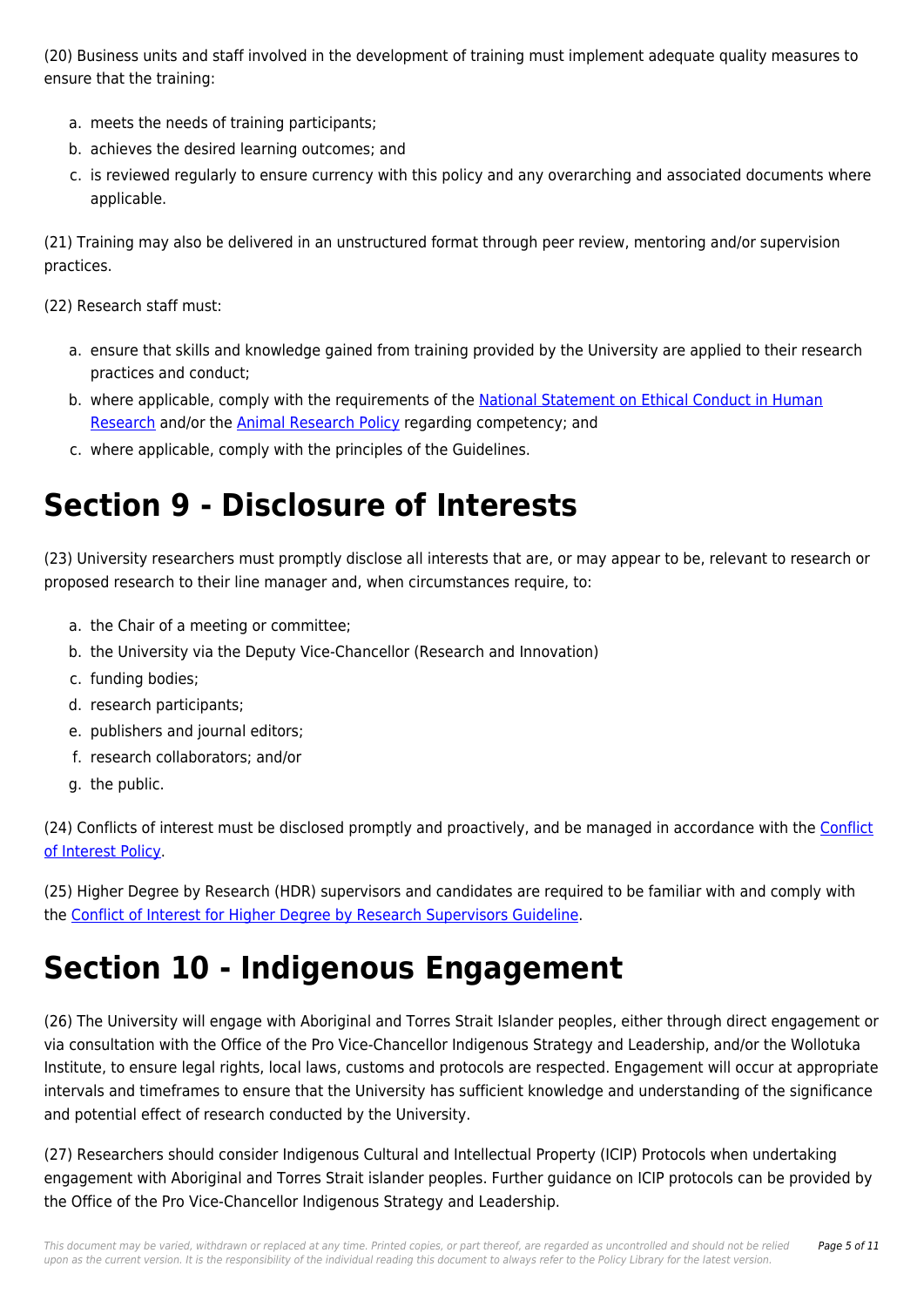(20) Business units and staff involved in the development of training must implement adequate quality measures to ensure that the training:

a. meets the needs of training participants;
b. achieves the desired learning outcomes; and
c. is reviewed regularly to ensure currency with this policy and any overarching and associated documents where applicable.

(21) Training may also be delivered in an unstructured format through peer review, mentoring and/or supervision practices.

(22) Research staff must:

a. ensure that skills and knowledge gained from training provided by the University are applied to their research practices and conduct;
b. where applicable, comply with the requirements of the National Statement on Ethical Conduct in Human Research and/or the Animal Research Policy regarding competency; and
c. where applicable, comply with the principles of the Guidelines.

# Section 9 - Disclosure of Interests

(23) University researchers must promptly disclose all interests that are, or may appear to be, relevant to research or proposed research to their line manager and, when circumstances require, to:

a. the Chair of a meeting or committee;
b. the University via the Deputy Vice-Chancellor (Research and Innovation)
c. funding bodies;
d. research participants;
e. publishers and journal editors;
f. research collaborators; and/or
g. the public.

(24) Conflicts of interest must be disclosed promptly and proactively, and be managed in accordance with the Conflict of Interest Policy.

(25) Higher Degree by Research (HDR) supervisors and candidates are required to be familiar with and comply with the Conflict of Interest for Higher Degree by Research Supervisors Guideline.

# Section 10 - Indigenous Engagement

(26) The University will engage with Aboriginal and Torres Strait Islander peoples, either through direct engagement or via consultation with the Office of the Pro Vice-Chancellor Indigenous Strategy and Leadership, and/or the Wollotuka Institute, to ensure legal rights, local laws, customs and protocols are respected. Engagement will occur at appropriate intervals and timeframes to ensure that the University has sufficient knowledge and understanding of the significance and potential effect of research conducted by the University.

(27) Researchers should consider Indigenous Cultural and Intellectual Property (ICIP) Protocols when undertaking engagement with Aboriginal and Torres Strait islander peoples. Further guidance on ICIP protocols can be provided by the Office of the Pro Vice-Chancellor Indigenous Strategy and Leadership.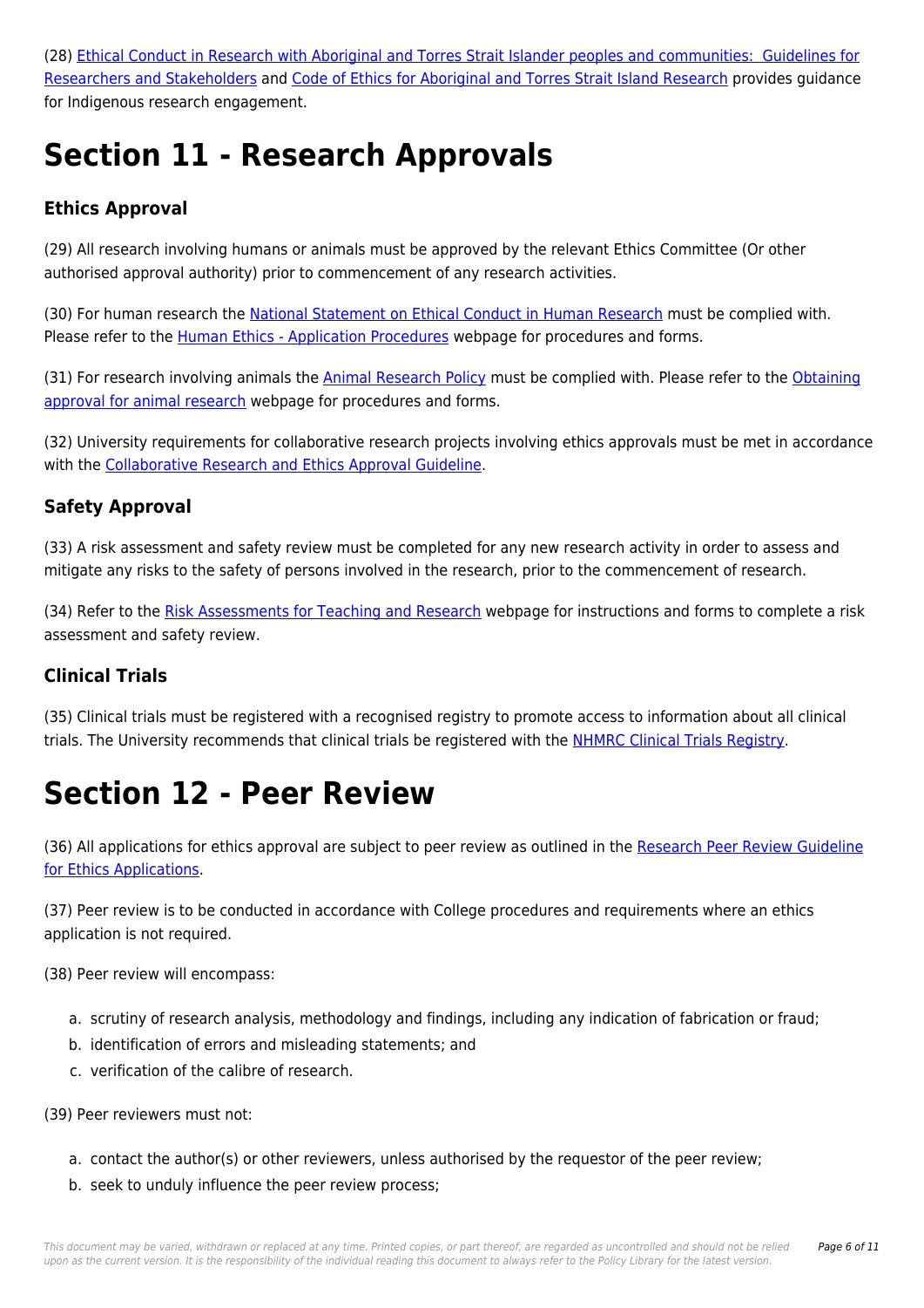(28) Ethical Conduct in Research with Aboriginal and Torres Strait Islander peoples and communities: Guidelines for Researchers and Stakeholders and Code of Ethics for Aboriginal and Torres Strait Island Research provides guidance for Indigenous research engagement.

# Section 11 - Research Approvals

### Ethics Approval

(29) All research involving humans or animals must be approved by the relevant Ethics Committee (Or other authorised approval authority) prior to commencement of any research activities.

(30) For human research the National Statement on Ethical Conduct in Human Research must be complied with. Please refer to the Human Ethics - Application Procedures webpage for procedures and forms.

(31) For research involving animals the Animal Research Policy must be complied with. Please refer to the Obtaining approval for animal research webpage for procedures and forms.

(32) University requirements for collaborative research projects involving ethics approvals must be met in accordance with the Collaborative Research and Ethics Approval Guideline.

### Safety Approval

(33) A risk assessment and safety review must be completed for any new research activity in order to assess and mitigate any risks to the safety of persons involved in the research, prior to the commencement of research.

(34) Refer to the Risk Assessments for Teaching and Research webpage for instructions and forms to complete a risk assessment and safety review.

### Clinical Trials

(35) Clinical trials must be registered with a recognised registry to promote access to information about all clinical trials. The University recommends that clinical trials be registered with the NHMRC Clinical Trials Registry.

# Section 12 - Peer Review

(36) All applications for ethics approval are subject to peer review as outlined in the Research Peer Review Guideline for Ethics Applications.

(37) Peer review is to be conducted in accordance with College procedures and requirements where an ethics application is not required.

(38) Peer review will encompass:

a. scrutiny of research analysis, methodology and findings, including any indication of fabrication or fraud;
b. identification of errors and misleading statements; and
c. verification of the calibre of research.

(39) Peer reviewers must not:

a. contact the author(s) or other reviewers, unless authorised by the requestor of the peer review;
b. seek to unduly influence the peer review process;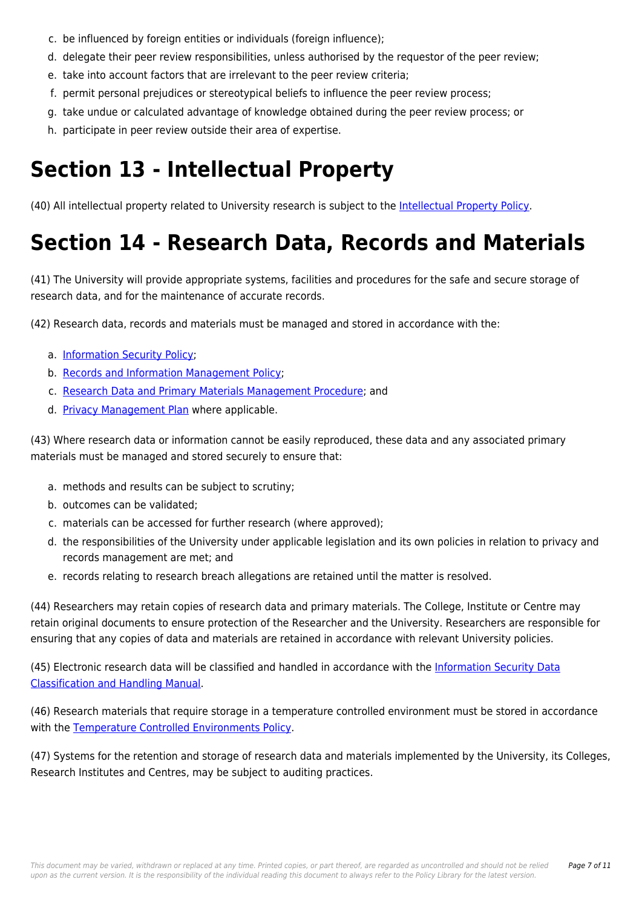c. be influenced by foreign entities or individuals (foreign influence);
d. delegate their peer review responsibilities, unless authorised by the requestor of the peer review;
e. take into account factors that are irrelevant to the peer review criteria;
f. permit personal prejudices or stereotypical beliefs to influence the peer review process;
g. take undue or calculated advantage of knowledge obtained during the peer review process; or
h. participate in peer review outside their area of expertise.

# Section 13 - Intellectual Property

(40) All intellectual property related to University research is subject to the Intellectual Property Policy.

# Section 14 - Research Data, Records and Materials

(41) The University will provide appropriate systems, facilities and procedures for the safe and secure storage of research data, and for the maintenance of accurate records.

(42) Research data, records and materials must be managed and stored in accordance with the:

a. Information Security Policy;
b. Records and Information Management Policy;
c. Research Data and Primary Materials Management Procedure; and
d. Privacy Management Plan where applicable.

(43) Where research data or information cannot be easily reproduced, these data and any associated primary materials must be managed and stored securely to ensure that:

a. methods and results can be subject to scrutiny;
b. outcomes can be validated;
c. materials can be accessed for further research (where approved);
d. the responsibilities of the University under applicable legislation and its own policies in relation to privacy and records management are met; and
e. records relating to research breach allegations are retained until the matter is resolved.

(44) Researchers may retain copies of research data and primary materials. The College, Institute or Centre may retain original documents to ensure protection of the Researcher and the University. Researchers are responsible for ensuring that any copies of data and materials are retained in accordance with relevant University policies.

(45) Electronic research data will be classified and handled in accordance with the Information Security Data Classification and Handling Manual.

(46) Research materials that require storage in a temperature controlled environment must be stored in accordance with the Temperature Controlled Environments Policy.

(47) Systems for the retention and storage of research data and materials implemented by the University, its Colleges, Research Institutes and Centres, may be subject to auditing practices.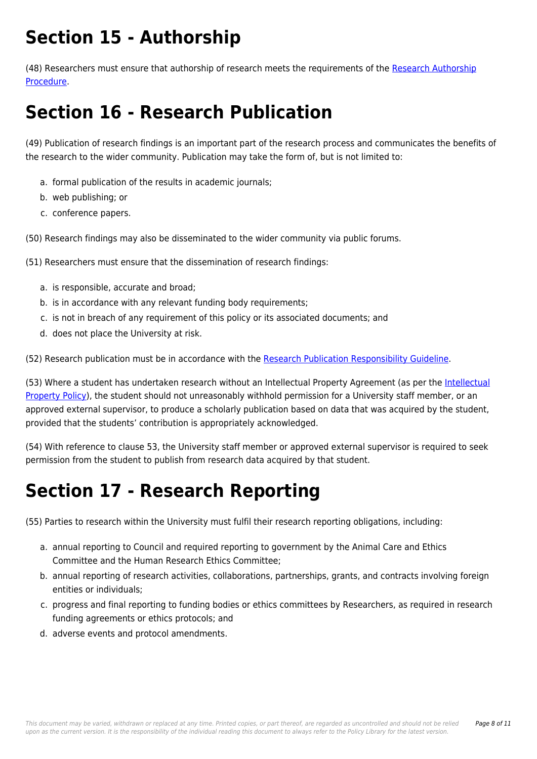# Section 15 - Authorship

(48) Researchers must ensure that authorship of research meets the requirements of the Research Authorship Procedure.

# Section 16 - Research Publication

(49) Publication of research findings is an important part of the research process and communicates the benefits of the research to the wider community. Publication may take the form of, but is not limited to:

a. formal publication of the results in academic journals;
b. web publishing; or
c. conference papers.

(50) Research findings may also be disseminated to the wider community via public forums.

(51) Researchers must ensure that the dissemination of research findings:

a. is responsible, accurate and broad;
b. is in accordance with any relevant funding body requirements;
c. is not in breach of any requirement of this policy or its associated documents; and
d. does not place the University at risk.

(52) Research publication must be in accordance with the Research Publication Responsibility Guideline.

(53) Where a student has undertaken research without an Intellectual Property Agreement (as per the Intellectual Property Policy), the student should not unreasonably withhold permission for a University staff member, or an approved external supervisor, to produce a scholarly publication based on data that was acquired by the student, provided that the students' contribution is appropriately acknowledged.

(54) With reference to clause 53, the University staff member or approved external supervisor is required to seek permission from the student to publish from research data acquired by that student.

# Section 17 - Research Reporting

(55) Parties to research within the University must fulfil their research reporting obligations, including:

a. annual reporting to Council and required reporting to government by the Animal Care and Ethics Committee and the Human Research Ethics Committee;
b. annual reporting of research activities, collaborations, partnerships, grants, and contracts involving foreign entities or individuals;
c. progress and final reporting to funding bodies or ethics committees by Researchers, as required in research funding agreements or ethics protocols; and
d. adverse events and protocol amendments.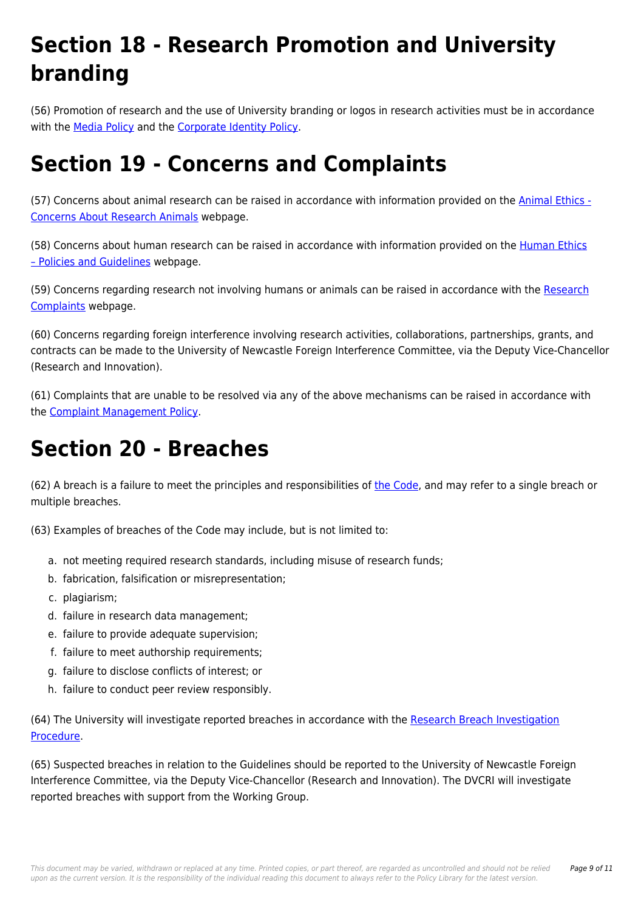# Section 18 - Research Promotion and University branding

(56) Promotion of research and the use of University branding or logos in research activities must be in accordance with the Media Policy and the Corporate Identity Policy.

# Section 19 - Concerns and Complaints

(57) Concerns about animal research can be raised in accordance with information provided on the Animal Ethics - Concerns About Research Animals webpage.

(58) Concerns about human research can be raised in accordance with information provided on the Human Ethics – Policies and Guidelines webpage.

(59) Concerns regarding research not involving humans or animals can be raised in accordance with the Research Complaints webpage.

(60) Concerns regarding foreign interference involving research activities, collaborations, partnerships, grants, and contracts can be made to the University of Newcastle Foreign Interference Committee, via the Deputy Vice-Chancellor (Research and Innovation).

(61) Complaints that are unable to be resolved via any of the above mechanisms can be raised in accordance with the Complaint Management Policy.

# Section 20 - Breaches

(62) A breach is a failure to meet the principles and responsibilities of the Code, and may refer to a single breach or multiple breaches.

(63) Examples of breaches of the Code may include, but is not limited to:

a. not meeting required research standards, including misuse of research funds;
b. fabrication, falsification or misrepresentation;
c. plagiarism;
d. failure in research data management;
e. failure to provide adequate supervision;
f. failure to meet authorship requirements;
g. failure to disclose conflicts of interest; or
h. failure to conduct peer review responsibly.

(64) The University will investigate reported breaches in accordance with the Research Breach Investigation Procedure.

(65) Suspected breaches in relation to the Guidelines should be reported to the University of Newcastle Foreign Interference Committee, via the Deputy Vice-Chancellor (Research and Innovation). The DVCRI will investigate reported breaches with support from the Working Group.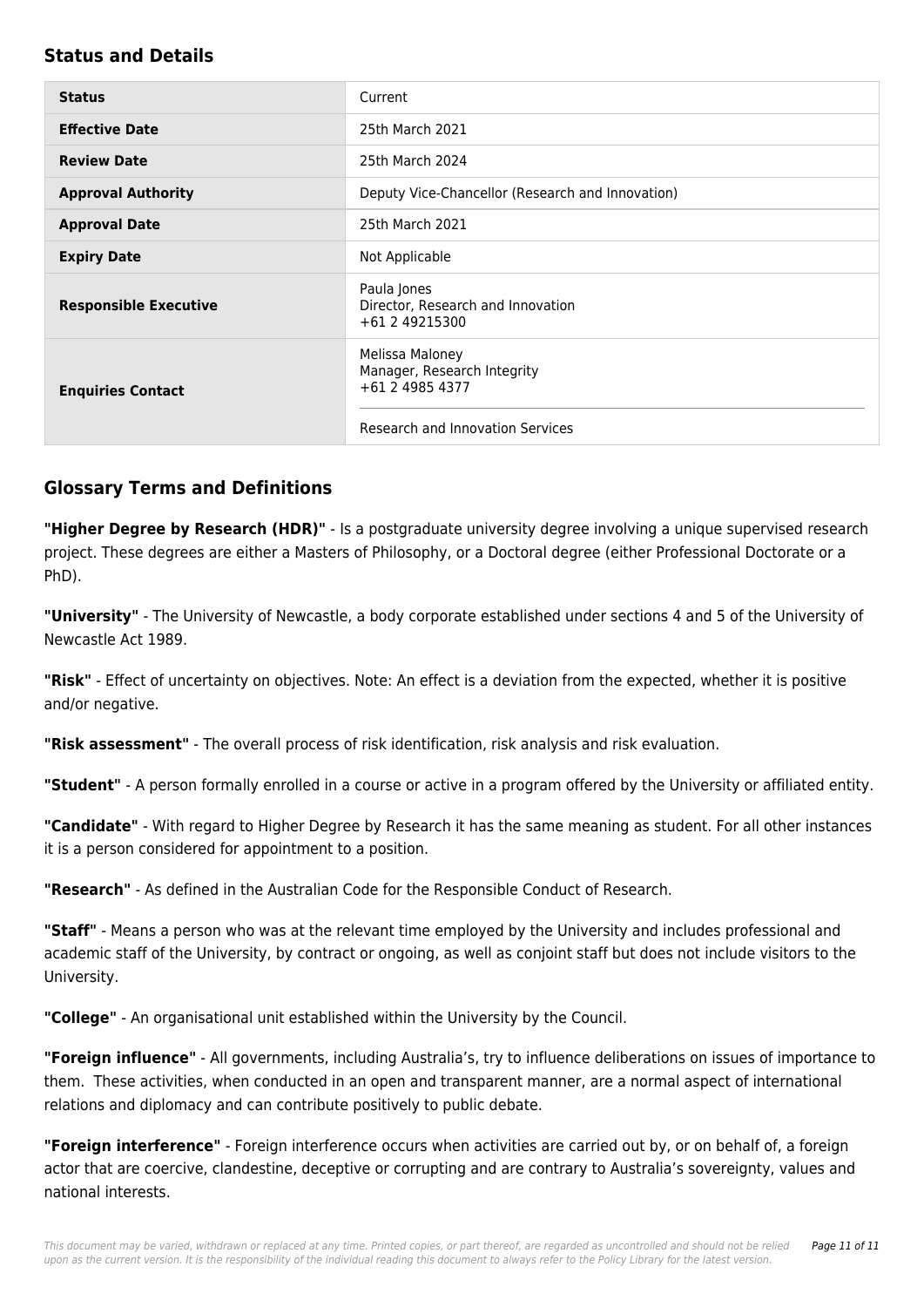## Status and Details

| | |
|---|---|
| **Status** | Current |
| **Effective Date** | 25th March 2021 |
| **Review Date** | 25th March 2024 |
| **Approval Authority** | Deputy Vice-Chancellor (Research and Innovation) |
| **Approval Date** | 25th March 2021 |
| **Expiry Date** | Not Applicable |
| **Responsible Executive** | Paula Jones<br>Director, Research and Innovation<br>+61 2 49215300 |
| **Enquiries Contact** | Melissa Maloney<br>Manager, Research Integrity<br>+61 2 4985 4377<br><br>Research and Innovation Services |

## Glossary Terms and Definitions

**"Higher Degree by Research (HDR)"** - Is a postgraduate university degree involving a unique supervised research project. These degrees are either a Masters of Philosophy, or a Doctoral degree (either Professional Doctorate or a PhD).

**"University"** - The University of Newcastle, a body corporate established under sections 4 and 5 of the University of Newcastle Act 1989.

**"Risk"** - Effect of uncertainty on objectives. Note: An effect is a deviation from the expected, whether it is positive and/or negative.

**"Risk assessment"** - The overall process of risk identification, risk analysis and risk evaluation.

**"Student"** - A person formally enrolled in a course or active in a program offered by the University or affiliated entity.

**"Candidate"** - With regard to Higher Degree by Research it has the same meaning as student. For all other instances it is a person considered for appointment to a position.

**"Research"** - As defined in the Australian Code for the Responsible Conduct of Research.

**"Staff"** - Means a person who was at the relevant time employed by the University and includes professional and academic staff of the University, by contract or ongoing, as well as conjoint staff but does not include visitors to the University.

**"College"** - An organisational unit established within the University by the Council.

**"Foreign influence"** - All governments, including Australia's, try to influence deliberations on issues of importance to them. These activities, when conducted in an open and transparent manner, are a normal aspect of international relations and diplomacy and can contribute positively to public debate.

**"Foreign interference"** - Foreign interference occurs when activities are carried out by, or on behalf of, a foreign actor that are coercive, clandestine, deceptive or corrupting and are contrary to Australia's sovereignty, values and national interests.